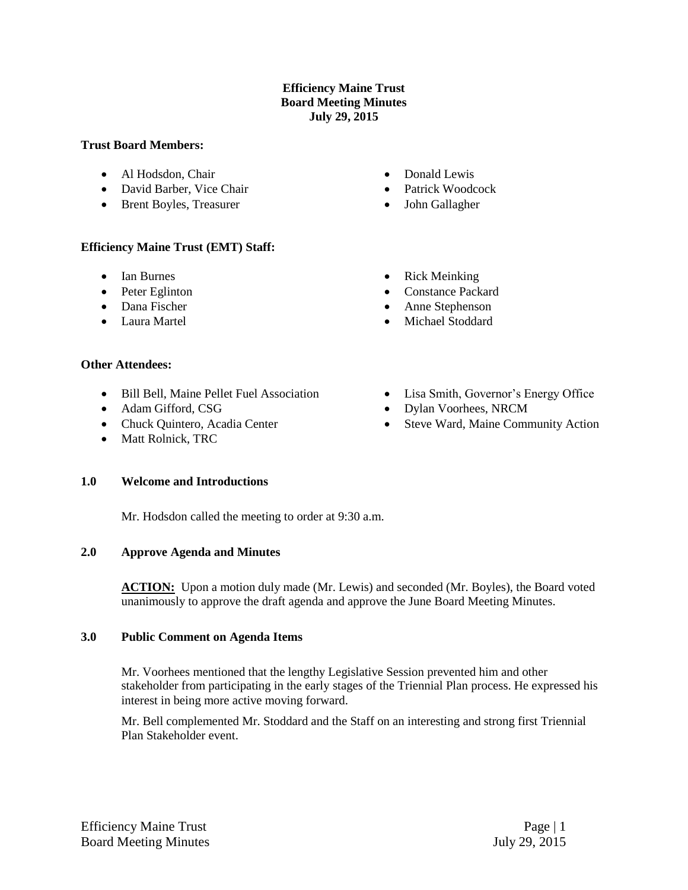**Efficiency Maine Trust**
**Board Meeting Minutes**
**July 29, 2015**

**Trust Board Members:**

- Al Hodsdon, Chair
- David Barber, Vice Chair
- Brent Boyles, Treasurer
- Donald Lewis
- Patrick Woodcock
- John Gallagher

**Efficiency Maine Trust (EMT) Staff:**

- Ian Burnes
- Peter Eglinton
- Dana Fischer
- Laura Martel
- Rick Meinking
- Constance Packard
- Anne Stephenson
- Michael Stoddard

**Other Attendees:**

- Bill Bell, Maine Pellet Fuel Association
- Adam Gifford, CSG
- Chuck Quintero, Acadia Center
- Matt Rolnick, TRC
- Lisa Smith, Governor's Energy Office
- Dylan Voorhees, NRCM
- Steve Ward, Maine Community Action

**1.0 Welcome and Introductions**

Mr. Hodsdon called the meeting to order at 9:30 a.m.

**2.0 Approve Agenda and Minutes**

**ACTION:** Upon a motion duly made (Mr. Lewis) and seconded (Mr. Boyles), the Board voted unanimously to approve the draft agenda and approve the June Board Meeting Minutes.

**3.0 Public Comment on Agenda Items**

Mr. Voorhees mentioned that the lengthy Legislative Session prevented him and other stakeholder from participating in the early stages of the Triennial Plan process. He expressed his interest in being more active moving forward.

Mr. Bell complemented Mr. Stoddard and the Staff on an interesting and strong first Triennial Plan Stakeholder event.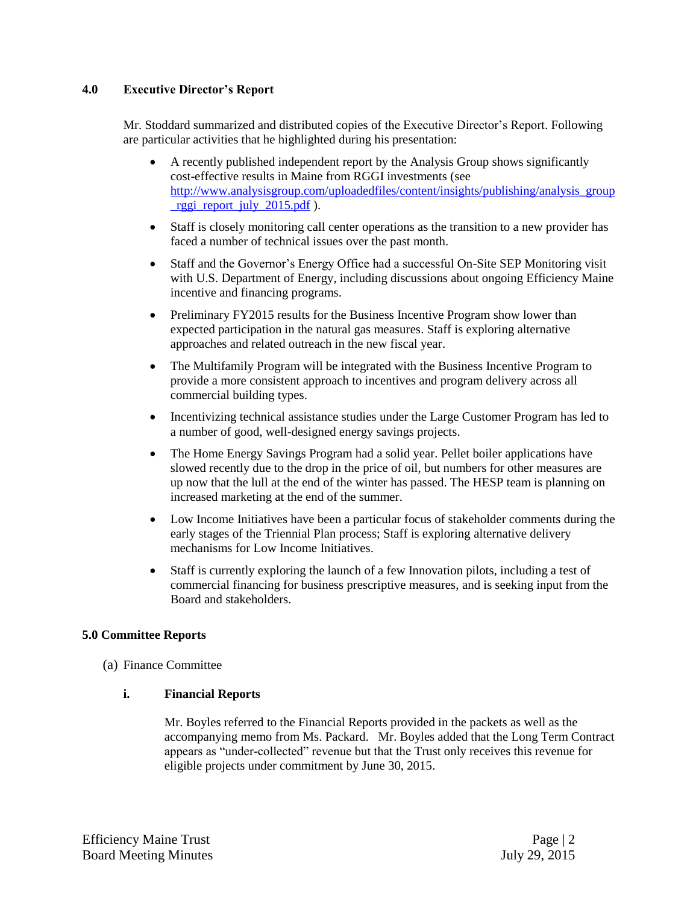## 4.0 Executive Director's Report

Mr. Stoddard summarized and distributed copies of the Executive Director's Report. Following are particular activities that he highlighted during his presentation:

- A recently published independent report by the Analysis Group shows significantly cost-effective results in Maine from RGGI investments (see http://www.analysisgroup.com/uploadedfiles/content/insights/publishing/analysis_group_rggi_report_july_2015.pdf ).
- Staff is closely monitoring call center operations as the transition to a new provider has faced a number of technical issues over the past month.
- Staff and the Governor's Energy Office had a successful On-Site SEP Monitoring visit with U.S. Department of Energy, including discussions about ongoing Efficiency Maine incentive and financing programs.
- Preliminary FY2015 results for the Business Incentive Program show lower than expected participation in the natural gas measures. Staff is exploring alternative approaches and related outreach in the new fiscal year.
- The Multifamily Program will be integrated with the Business Incentive Program to provide a more consistent approach to incentives and program delivery across all commercial building types.
- Incentivizing technical assistance studies under the Large Customer Program has led to a number of good, well-designed energy savings projects.
- The Home Energy Savings Program had a solid year. Pellet boiler applications have slowed recently due to the drop in the price of oil, but numbers for other measures are up now that the lull at the end of the winter has passed. The HESP team is planning on increased marketing at the end of the summer.
- Low Income Initiatives have been a particular focus of stakeholder comments during the early stages of the Triennial Plan process; Staff is exploring alternative delivery mechanisms for Low Income Initiatives.
- Staff is currently exploring the launch of a few Innovation pilots, including a test of commercial financing for business prescriptive measures, and is seeking input from the Board and stakeholders.

## 5.0 Committee Reports

(a) Finance Committee

### i. Financial Reports

Mr. Boyles referred to the Financial Reports provided in the packets as well as the accompanying memo from Ms. Packard. Mr. Boyles added that the Long Term Contract appears as "under-collected" revenue but that the Trust only receives this revenue for eligible projects under commitment by June 30, 2015.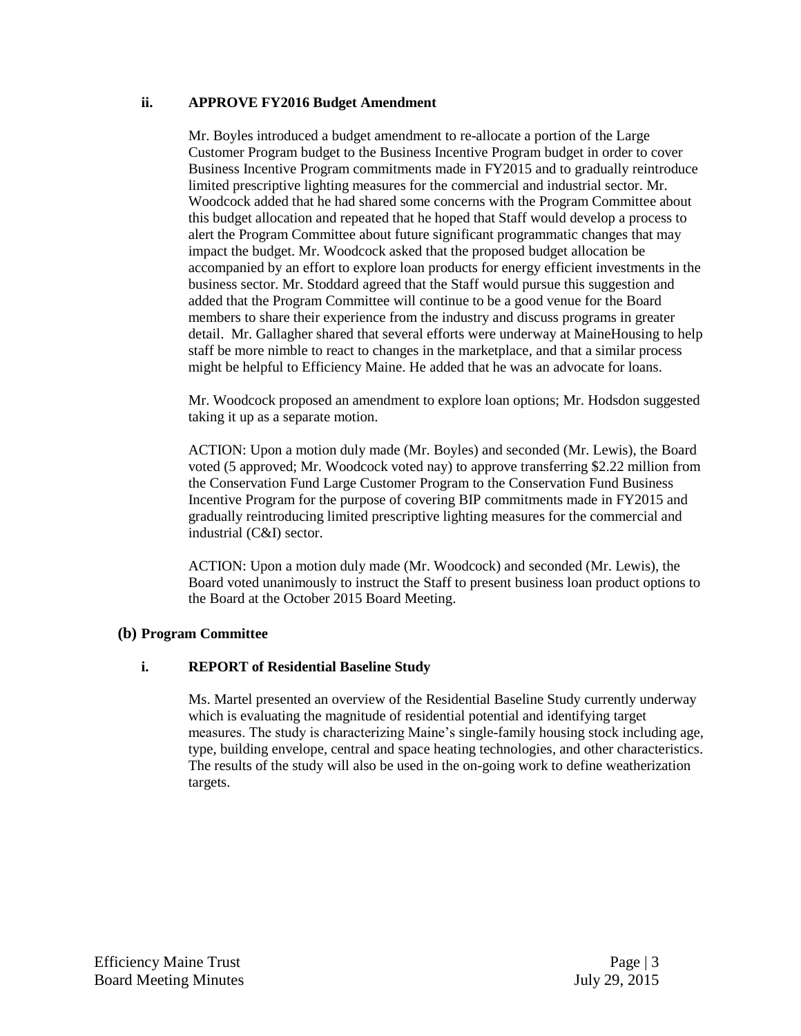### ii. APPROVE FY2016 Budget Amendment

Mr. Boyles introduced a budget amendment to re-allocate a portion of the Large Customer Program budget to the Business Incentive Program budget in order to cover Business Incentive Program commitments made in FY2015 and to gradually reintroduce limited prescriptive lighting measures for the commercial and industrial sector. Mr. Woodcock added that he had shared some concerns with the Program Committee about this budget allocation and repeated that he hoped that Staff would develop a process to alert the Program Committee about future significant programmatic changes that may impact the budget. Mr. Woodcock asked that the proposed budget allocation be accompanied by an effort to explore loan products for energy efficient investments in the business sector. Mr. Stoddard agreed that the Staff would pursue this suggestion and added that the Program Committee will continue to be a good venue for the Board members to share their experience from the industry and discuss programs in greater detail. Mr. Gallagher shared that several efforts were underway at MaineHousing to help staff be more nimble to react to changes in the marketplace, and that a similar process might be helpful to Efficiency Maine. He added that he was an advocate for loans.

Mr. Woodcock proposed an amendment to explore loan options; Mr. Hodsdon suggested taking it up as a separate motion.

ACTION: Upon a motion duly made (Mr. Boyles) and seconded (Mr. Lewis), the Board voted (5 approved; Mr. Woodcock voted nay) to approve transferring $2.22 million from the Conservation Fund Large Customer Program to the Conservation Fund Business Incentive Program for the purpose of covering BIP commitments made in FY2015 and gradually reintroducing limited prescriptive lighting measures for the commercial and industrial (C&I) sector.

ACTION: Upon a motion duly made (Mr. Woodcock) and seconded (Mr. Lewis), the Board voted unanimously to instruct the Staff to present business loan product options to the Board at the October 2015 Board Meeting.

## (b) Program Committee

### i. REPORT of Residential Baseline Study

Ms. Martel presented an overview of the Residential Baseline Study currently underway which is evaluating the magnitude of residential potential and identifying target measures. The study is characterizing Maine's single-family housing stock including age, type, building envelope, central and space heating technologies, and other characteristics. The results of the study will also be used in the on-going work to define weatherization targets.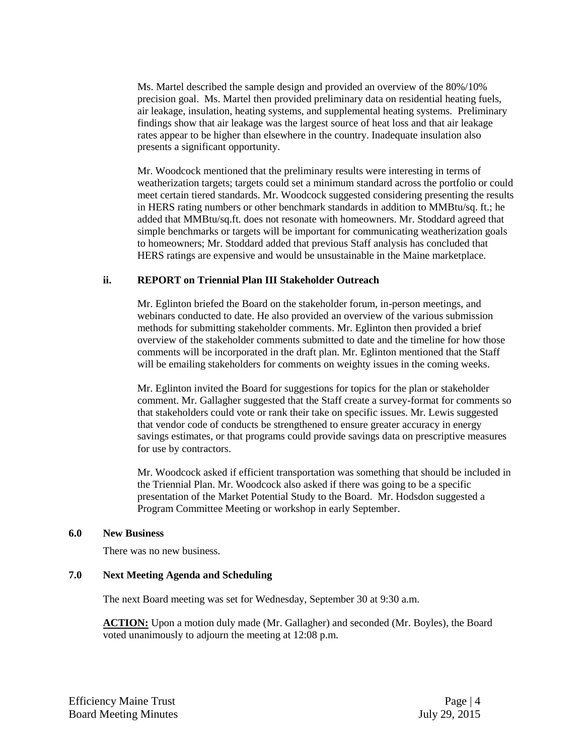Ms. Martel described the sample design and provided an overview of the 80%/10% precision goal. Ms. Martel then provided preliminary data on residential heating fuels, air leakage, insulation, heating systems, and supplemental heating systems. Preliminary findings show that air leakage was the largest source of heat loss and that air leakage rates appear to be higher than elsewhere in the country. Inadequate insulation also presents a significant opportunity.

Mr. Woodcock mentioned that the preliminary results were interesting in terms of weatherization targets; targets could set a minimum standard across the portfolio or could meet certain tiered standards. Mr. Woodcock suggested considering presenting the results in HERS rating numbers or other benchmark standards in addition to MMBtu/sq. ft.; he added that MMBtu/sq.ft. does not resonate with homeowners. Mr. Stoddard agreed that simple benchmarks or targets will be important for communicating weatherization goals to homeowners; Mr. Stoddard added that previous Staff analysis has concluded that HERS ratings are expensive and would be unsustainable in the Maine marketplace.

### ii. REPORT on Triennial Plan III Stakeholder Outreach

Mr. Eglinton briefed the Board on the stakeholder forum, in-person meetings, and webinars conducted to date. He also provided an overview of the various submission methods for submitting stakeholder comments. Mr. Eglinton then provided a brief overview of the stakeholder comments submitted to date and the timeline for how those comments will be incorporated in the draft plan. Mr. Eglinton mentioned that the Staff will be emailing stakeholders for comments on weighty issues in the coming weeks.

Mr. Eglinton invited the Board for suggestions for topics for the plan or stakeholder comment. Mr. Gallagher suggested that the Staff create a survey-format for comments so that stakeholders could vote or rank their take on specific issues. Mr. Lewis suggested that vendor code of conducts be strengthened to ensure greater accuracy in energy savings estimates, or that programs could provide savings data on prescriptive measures for use by contractors.

Mr. Woodcock asked if efficient transportation was something that should be included in the Triennial Plan. Mr. Woodcock also asked if there was going to be a specific presentation of the Market Potential Study to the Board. Mr. Hodsdon suggested a Program Committee Meeting or workshop in early September.

## 6.0 New Business

There was no new business.

## 7.0 Next Meeting Agenda and Scheduling

The next Board meeting was set for Wednesday, September 30 at 9:30 a.m.

**ACTION:** Upon a motion duly made (Mr. Gallagher) and seconded (Mr. Boyles), the Board voted unanimously to adjourn the meeting at 12:08 p.m.